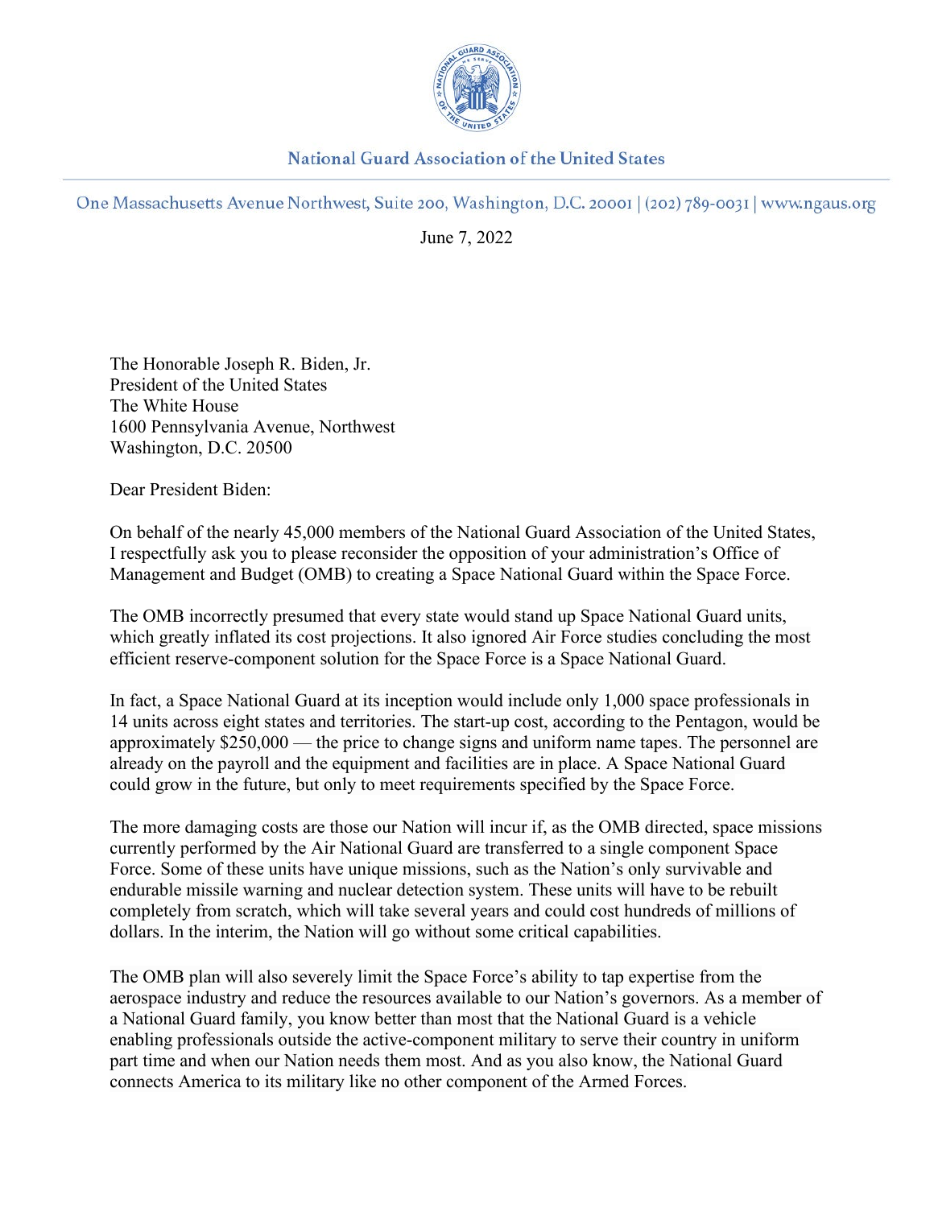National Guard Association of the United States

One Massachusetts Avenue Northwest, Suite 200, Washington, D.C. 20001 | (202) 789-0031 | www.ngaus.org

June 7, 2022

The Honorable Joseph R. Biden, Jr.
President of the United States
The White House
1600 Pennsylvania Avenue, Northwest
Washington, D.C. 20500

Dear President Biden:

On behalf of the nearly 45,000 members of the National Guard Association of the United States, I respectfully ask you to please reconsider the opposition of your administration's Office of Management and Budget (OMB) to creating a Space National Guard within the Space Force.

The OMB incorrectly presumed that every state would stand up Space National Guard units, which greatly inflated its cost projections. It also ignored Air Force studies concluding the most efficient reserve-component solution for the Space Force is a Space National Guard.

In fact, a Space National Guard at its inception would include only 1,000 space professionals in 14 units across eight states and territories. The start-up cost, according to the Pentagon, would be approximately $250,000 — the price to change signs and uniform name tapes. The personnel are already on the payroll and the equipment and facilities are in place. A Space National Guard could grow in the future, but only to meet requirements specified by the Space Force.

The more damaging costs are those our Nation will incur if, as the OMB directed, space missions currently performed by the Air National Guard are transferred to a single component Space Force. Some of these units have unique missions, such as the Nation's only survivable and endurable missile warning and nuclear detection system. These units will have to be rebuilt completely from scratch, which will take several years and could cost hundreds of millions of dollars. In the interim, the Nation will go without some critical capabilities.

The OMB plan will also severely limit the Space Force's ability to tap expertise from the aerospace industry and reduce the resources available to our Nation's governors. As a member of a National Guard family, you know better than most that the National Guard is a vehicle enabling professionals outside the active-component military to serve their country in uniform part time and when our Nation needs them most. And as you also know, the National Guard connects America to its military like no other component of the Armed Forces.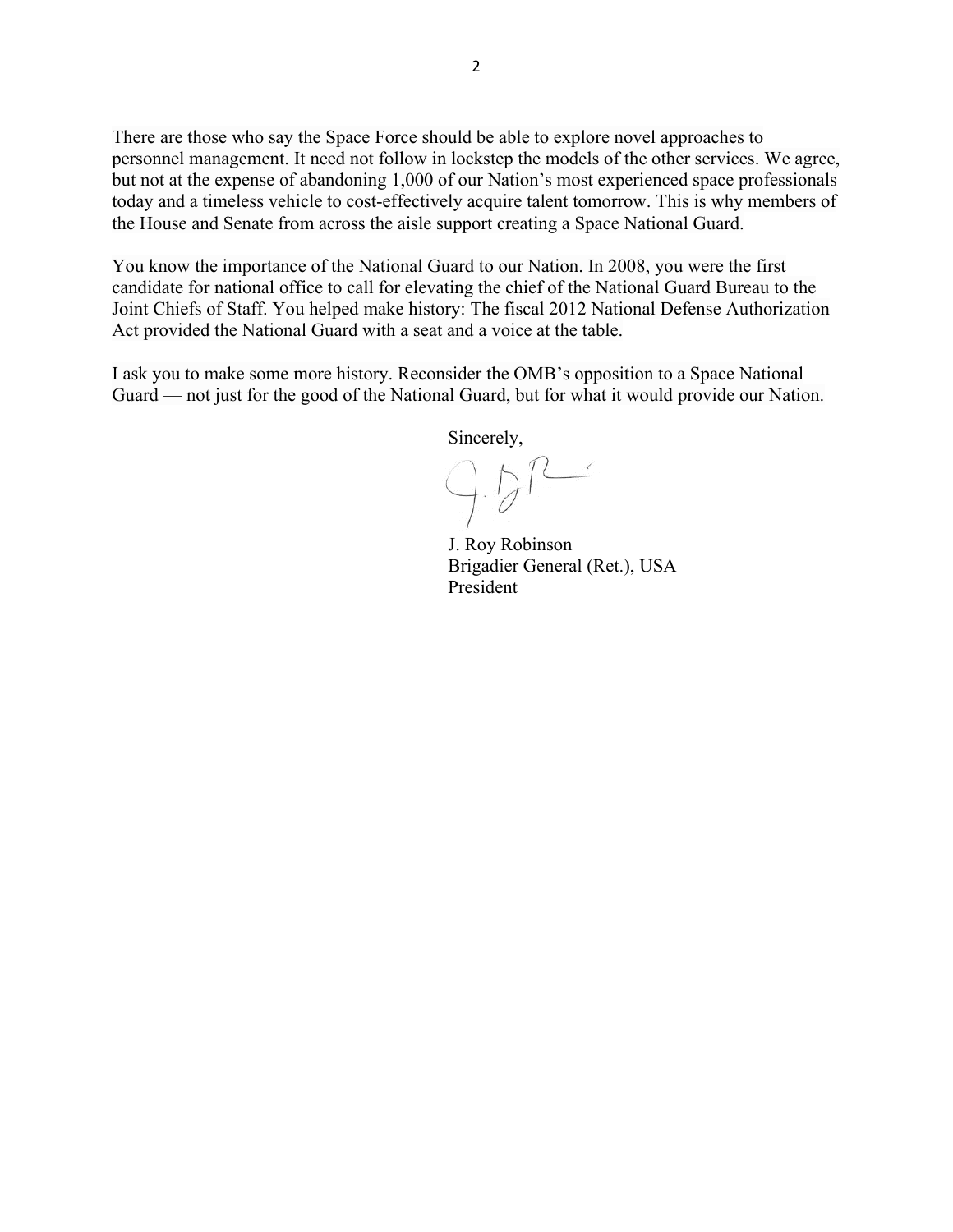There are those who say the Space Force should be able to explore novel approaches to personnel management. It need not follow in lockstep the models of the other services. We agree, but not at the expense of abandoning 1,000 of our Nation's most experienced space professionals today and a timeless vehicle to cost-effectively acquire talent tomorrow. This is why members of the House and Senate from across the aisle support creating a Space National Guard.

You know the importance of the National Guard to our Nation. In 2008, you were the first candidate for national office to call for elevating the chief of the National Guard Bureau to the Joint Chiefs of Staff. You helped make history: The fiscal 2012 National Defense Authorization Act provided the National Guard with a seat and a voice at the table.

I ask you to make some more history. Reconsider the OMB's opposition to a Space National Guard — not just for the good of the National Guard, but for what it would provide our Nation.

Sincerely,

J. Roy Robinson
Brigadier General (Ret.), USA
President